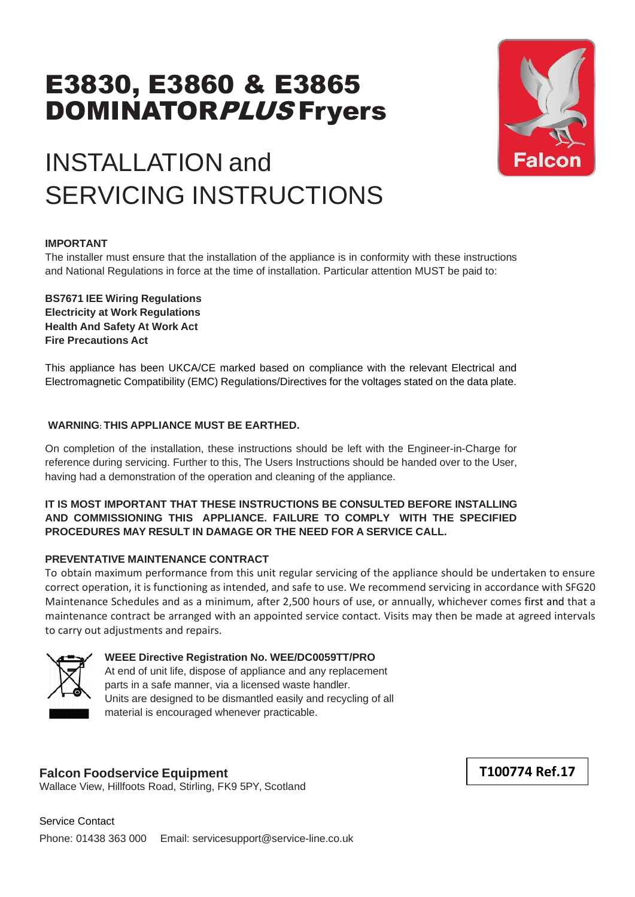# E3830, E3860 & E3865 DOMINATOR*PLUS* Fryers

## INSTALLATION and SERVICING INSTRUCTIONS

Falcon

**IMPORTANT**

The installer must ensure that the installation of the appliance is in conformity with these instructions and National Regulations in force at the time of installation. Particular attention MUST be paid to:

**BS7671 IEE Wiring Regulations**
**Electricity at Work Regulations**
**Health And Safety At Work Act**
**Fire Precautions Act**

This appliance has been UKCA/CE marked based on compliance with the relevant Electrical and Electromagnetic Compatibility (EMC) Regulations/Directives for the voltages stated on the data plate.

**WARNING: THIS APPLIANCE MUST BE EARTHED.**

On completion of the installation, these instructions should be left with the Engineer-in-Charge for reference during servicing. Further to this, The Users Instructions should be handed over to the User, having had a demonstration of the operation and cleaning of the appliance.

**IT IS MOST IMPORTANT THAT THESE INSTRUCTIONS BE CONSULTED BEFORE INSTALLING AND COMMISSIONING THIS APPLIANCE. FAILURE TO COMPLY WITH THE SPECIFIED PROCEDURES MAY RESULT IN DAMAGE OR THE NEED FOR A SERVICE CALL.**

**PREVENTATIVE MAINTENANCE CONTRACT**

To obtain maximum performance from this unit regular servicing of the appliance should be undertaken to ensure correct operation, it is functioning as intended, and safe to use. We recommend servicing in accordance with SFG20 Maintenance Schedules and as a minimum, after 2,500 hours of use, or annually, whichever comes first and that a maintenance contract be arranged with an appointed service contact. Visits may then be made at agreed intervals to carry out adjustments and repairs.

**WEEE Directive Registration No. WEE/DC0059TT/PRO**
At end of unit life, dispose of appliance and any replacement parts in a safe manner, via a licensed waste handler.
Units are designed to be dismantled easily and recycling of all material is encouraged whenever practicable.

**Falcon Foodservice Equipment**
Wallace View, Hillfoots Road, Stirling, FK9 5PY, Scotland

**T100774 Ref.17**

Service Contact
Phone: 01438 363 000 Email: servicesupport@service-line.co.uk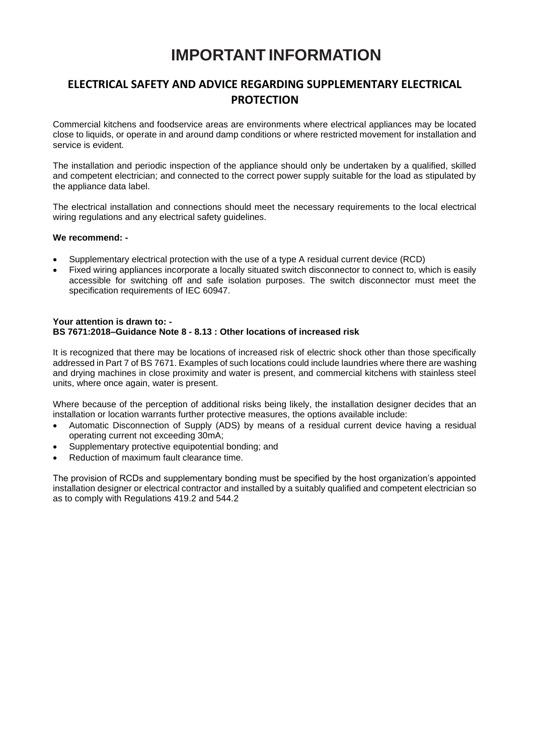# IMPORTANT INFORMATION

## ELECTRICAL SAFETY AND ADVICE REGARDING SUPPLEMENTARY ELECTRICAL PROTECTION

Commercial kitchens and foodservice areas are environments where electrical appliances may be located close to liquids, or operate in and around damp conditions or where restricted movement for installation and service is evident.

The installation and periodic inspection of the appliance should only be undertaken by a qualified, skilled and competent electrician; and connected to the correct power supply suitable for the load as stipulated by the appliance data label.

The electrical installation and connections should meet the necessary requirements to the local electrical wiring regulations and any electrical safety guidelines.

**We recommend: -**

- Supplementary electrical protection with the use of a type A residual current device (RCD)
- Fixed wiring appliances incorporate a locally situated switch disconnector to connect to, which is easily accessible for switching off and safe isolation purposes. The switch disconnector must meet the specification requirements of IEC 60947.

**Your attention is drawn to: -**
**BS 7671:2018–Guidance Note 8 - 8.13 : Other locations of increased risk**

It is recognized that there may be locations of increased risk of electric shock other than those specifically addressed in Part 7 of BS 7671. Examples of such locations could include laundries where there are washing and drying machines in close proximity and water is present, and commercial kitchens with stainless steel units, where once again, water is present.

Where because of the perception of additional risks being likely, the installation designer decides that an installation or location warrants further protective measures, the options available include:

- Automatic Disconnection of Supply (ADS) by means of a residual current device having a residual operating current not exceeding 30mA;
- Supplementary protective equipotential bonding; and
- Reduction of maximum fault clearance time.

The provision of RCDs and supplementary bonding must be specified by the host organization's appointed installation designer or electrical contractor and installed by a suitably qualified and competent electrician so as to comply with Regulations 419.2 and 544.2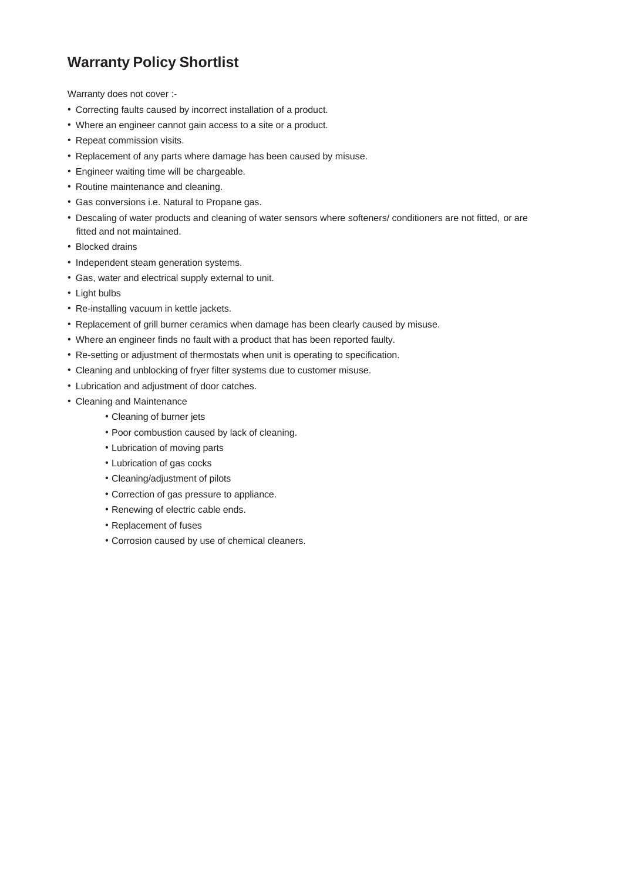# Warranty Policy Shortlist

Warranty does not cover :-

- Correcting faults caused by incorrect installation of a product.
- Where an engineer cannot gain access to a site or a product.
- Repeat commission visits.
- Replacement of any parts where damage has been caused by misuse.
- Engineer waiting time will be chargeable.
- Routine maintenance and cleaning.
- Gas conversions i.e. Natural to Propane gas.
- Descaling of water products and cleaning of water sensors where softeners/ conditioners are not fitted, or are fitted and not maintained.
- Blocked drains
- Independent steam generation systems.
- Gas, water and electrical supply external to unit.
- Light bulbs
- Re-installing vacuum in kettle jackets.
- Replacement of grill burner ceramics when damage has been clearly caused by misuse.
- Where an engineer finds no fault with a product that has been reported faulty.
- Re-setting or adjustment of thermostats when unit is operating to specification.
- Cleaning and unblocking of fryer filter systems due to customer misuse.
- Lubrication and adjustment of door catches.
- Cleaning and Maintenance
    - Cleaning of burner jets
    - Poor combustion caused by lack of cleaning.
    - Lubrication of moving parts
    - Lubrication of gas cocks
    - Cleaning/adjustment of pilots
    - Correction of gas pressure to appliance.
    - Renewing of electric cable ends.
    - Replacement of fuses
    - Corrosion caused by use of chemical cleaners.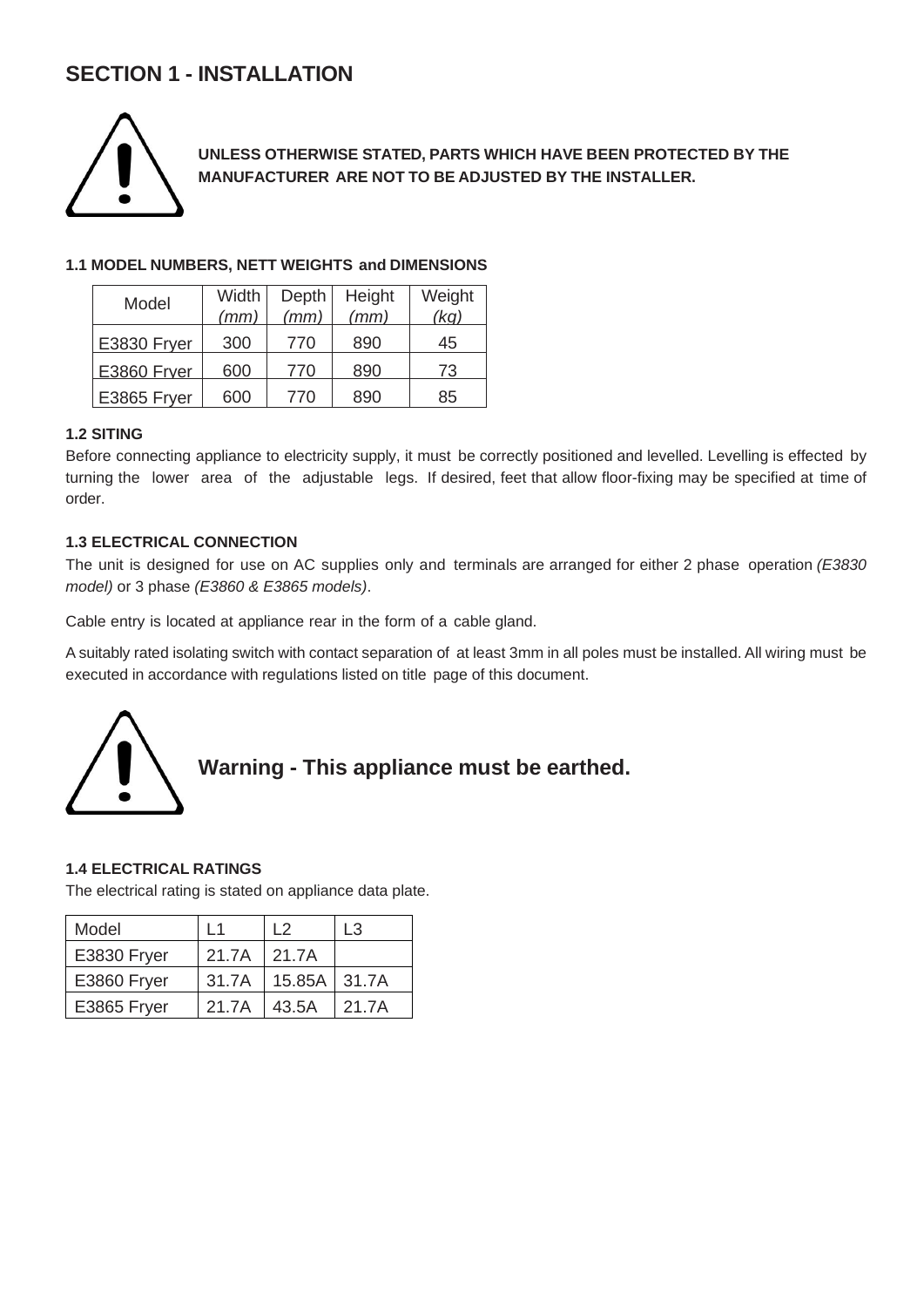# SECTION 1 - INSTALLATION

**UNLESS OTHERWISE STATED, PARTS WHICH HAVE BEEN PROTECTED BY THE MANUFACTURER ARE NOT TO BE ADJUSTED BY THE INSTALLER.**

### 1.1 MODEL NUMBERS, NETT WEIGHTS and DIMENSIONS

| Model | Width *(mm)* | Depth *(mm)* | Height *(mm)* | Weight *(kg)* |
|---|---|---|---|---|
| E3830 Fryer | 300 | 770 | 890 | 45 |
| E3860 Fryer | 600 | 770 | 890 | 73 |
| E3865 Fryer | 600 | 770 | 890 | 85 |

### 1.2 SITING

Before connecting appliance to electricity supply, it must be correctly positioned and levelled. Levelling is effected by turning the lower area of the adjustable legs. If desired, feet that allow floor-fixing may be specified at time of order.

### 1.3 ELECTRICAL CONNECTION

The unit is designed for use on AC supplies only and terminals are arranged for either 2 phase operation *(E3830 model)* or 3 phase *(E3860 & E3865 models)*.

Cable entry is located at appliance rear in the form of a cable gland.

A suitably rated isolating switch with contact separation of at least 3mm in all poles must be installed. All wiring must be executed in accordance with regulations listed on title page of this document.

**Warning - This appliance must be earthed.**

### 1.4 ELECTRICAL RATINGS

The electrical rating is stated on appliance data plate.

| Model | L1 | L2 | L3 |
|---|---|---|---|
| E3830 Fryer | 21.7A | 21.7A | |
| E3860 Fryer | 31.7A | 15.85A | 31.7A |
| E3865 Fryer | 21.7A | 43.5A | 21.7A |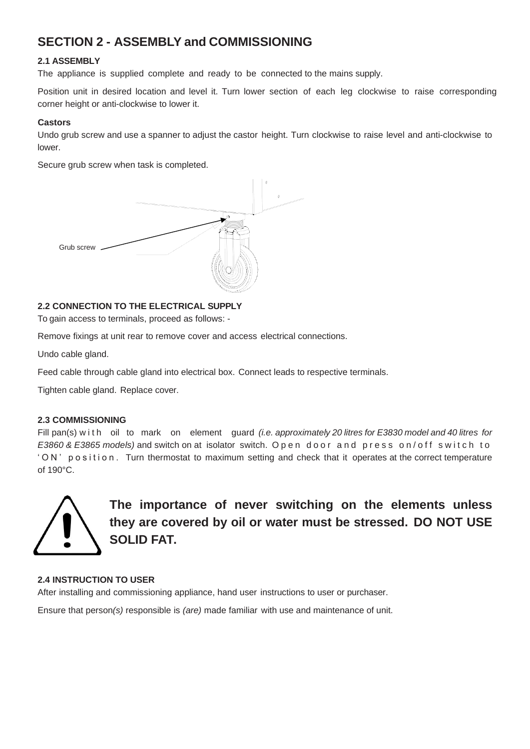# SECTION 2 - ASSEMBLY and COMMISSIONING

### 2.1 ASSEMBLY

The appliance is supplied complete and ready to be connected to the mains supply.

Position unit in desired location and level it. Turn lower section of each leg clockwise to raise corresponding corner height or anti-clockwise to lower it.

**Castors**

Undo grub screw and use a spanner to adjust the castor height. Turn clockwise to raise level and anti-clockwise to lower.

Secure grub screw when task is completed.

Grub screw

### 2.2 CONNECTION TO THE ELECTRICAL SUPPLY

To gain access to terminals, proceed as follows: -

Remove fixings at unit rear to remove cover and access electrical connections.

Undo cable gland.

Feed cable through cable gland into electrical box. Connect leads to respective terminals.

Tighten cable gland. Replace cover.

### 2.3 COMMISSIONING

Fill pan(s) with oil to mark on element guard *(i.e. approximately 20 litres for E3830 model and 40 litres for E3860 & E3865 models)* and switch on at isolator switch. Open door and press on/off switch to 'ON' position. Turn thermostat to maximum setting and check that it operates at the correct temperature of 190°C.

**The importance of never switching on the elements unless they are covered by oil or water must be stressed. DO NOT USE SOLID FAT.**

### 2.4 INSTRUCTION TO USER

After installing and commissioning appliance, hand user instructions to user or purchaser.

Ensure that person*(s)* responsible is *(are)* made familiar with use and maintenance of unit.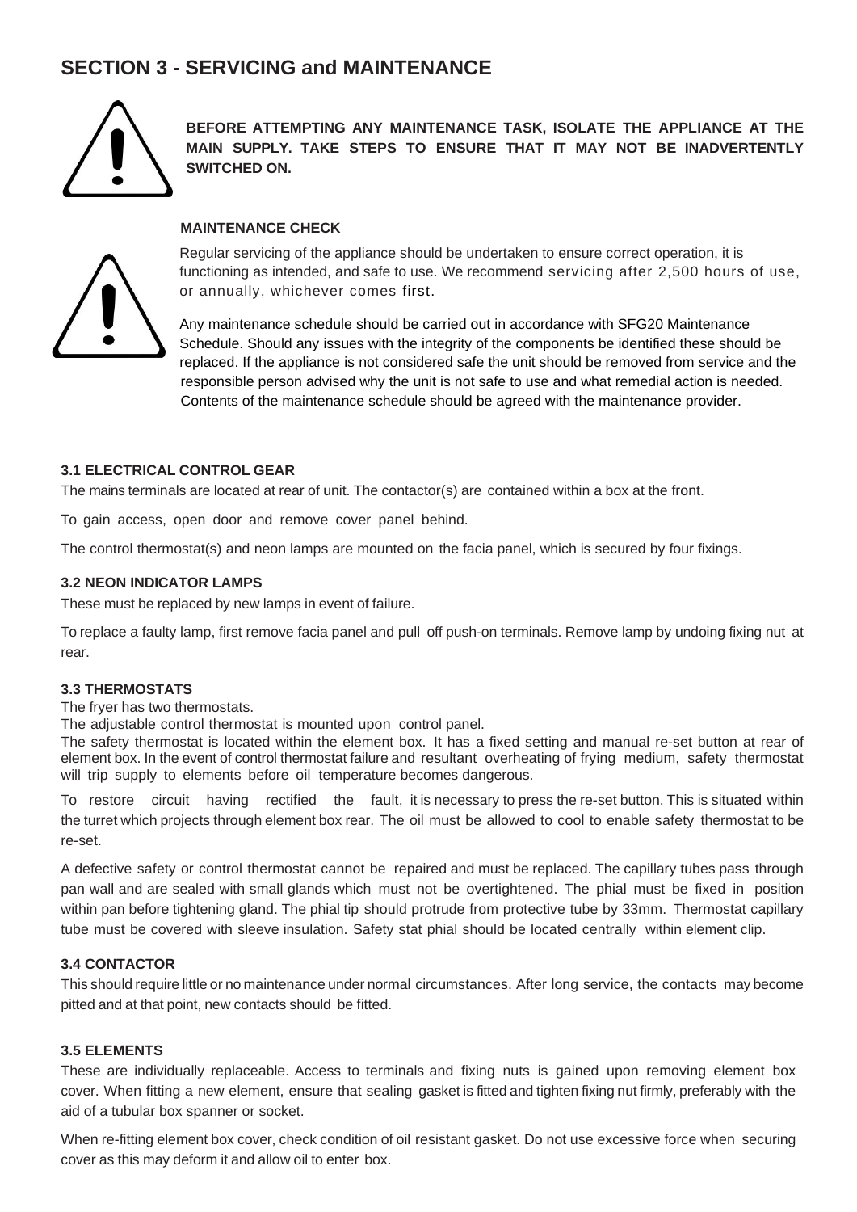# SECTION 3 - SERVICING and MAINTENANCE

**BEFORE ATTEMPTING ANY MAINTENANCE TASK, ISOLATE THE APPLIANCE AT THE MAIN SUPPLY. TAKE STEPS TO ENSURE THAT IT MAY NOT BE INADVERTENTLY SWITCHED ON.**

**MAINTENANCE CHECK**

Regular servicing of the appliance should be undertaken to ensure correct operation, it is functioning as intended, and safe to use. We recommend servicing after 2,500 hours of use, or annually, whichever comes first.

Any maintenance schedule should be carried out in accordance with SFG20 Maintenance Schedule. Should any issues with the integrity of the components be identified these should be replaced. If the appliance is not considered safe the unit should be removed from service and the responsible person advised why the unit is not safe to use and what remedial action is needed. Contents of the maintenance schedule should be agreed with the maintenance provider.

### 3.1 ELECTRICAL CONTROL GEAR

The mains terminals are located at rear of unit. The contactor(s) are contained within a box at the front.

To gain access, open door and remove cover panel behind.

The control thermostat(s) and neon lamps are mounted on the facia panel, which is secured by four fixings.

### 3.2 NEON INDICATOR LAMPS

These must be replaced by new lamps in event of failure.

To replace a faulty lamp, first remove facia panel and pull off push-on terminals. Remove lamp by undoing fixing nut at rear.

### 3.3 THERMOSTATS

The fryer has two thermostats.
The adjustable control thermostat is mounted upon control panel.
The safety thermostat is located within the element box. It has a fixed setting and manual re-set button at rear of element box. In the event of control thermostat failure and resultant overheating of frying medium, safety thermostat will trip supply to elements before oil temperature becomes dangerous.

To restore circuit having rectified the fault, it is necessary to press the re-set button. This is situated within the turret which projects through element box rear. The oil must be allowed to cool to enable safety thermostat to be re-set.

A defective safety or control thermostat cannot be repaired and must be replaced. The capillary tubes pass through pan wall and are sealed with small glands which must not be overtightened. The phial must be fixed in position within pan before tightening gland. The phial tip should protrude from protective tube by 33mm. Thermostat capillary tube must be covered with sleeve insulation. Safety stat phial should be located centrally within element clip.

### 3.4 CONTACTOR

This should require little or no maintenance under normal circumstances. After long service, the contacts may become pitted and at that point, new contacts should be fitted.

### 3.5 ELEMENTS

These are individually replaceable. Access to terminals and fixing nuts is gained upon removing element box cover. When fitting a new element, ensure that sealing gasket is fitted and tighten fixing nut firmly, preferably with the aid of a tubular box spanner or socket.

When re-fitting element box cover, check condition of oil resistant gasket. Do not use excessive force when securing cover as this may deform it and allow oil to enter box.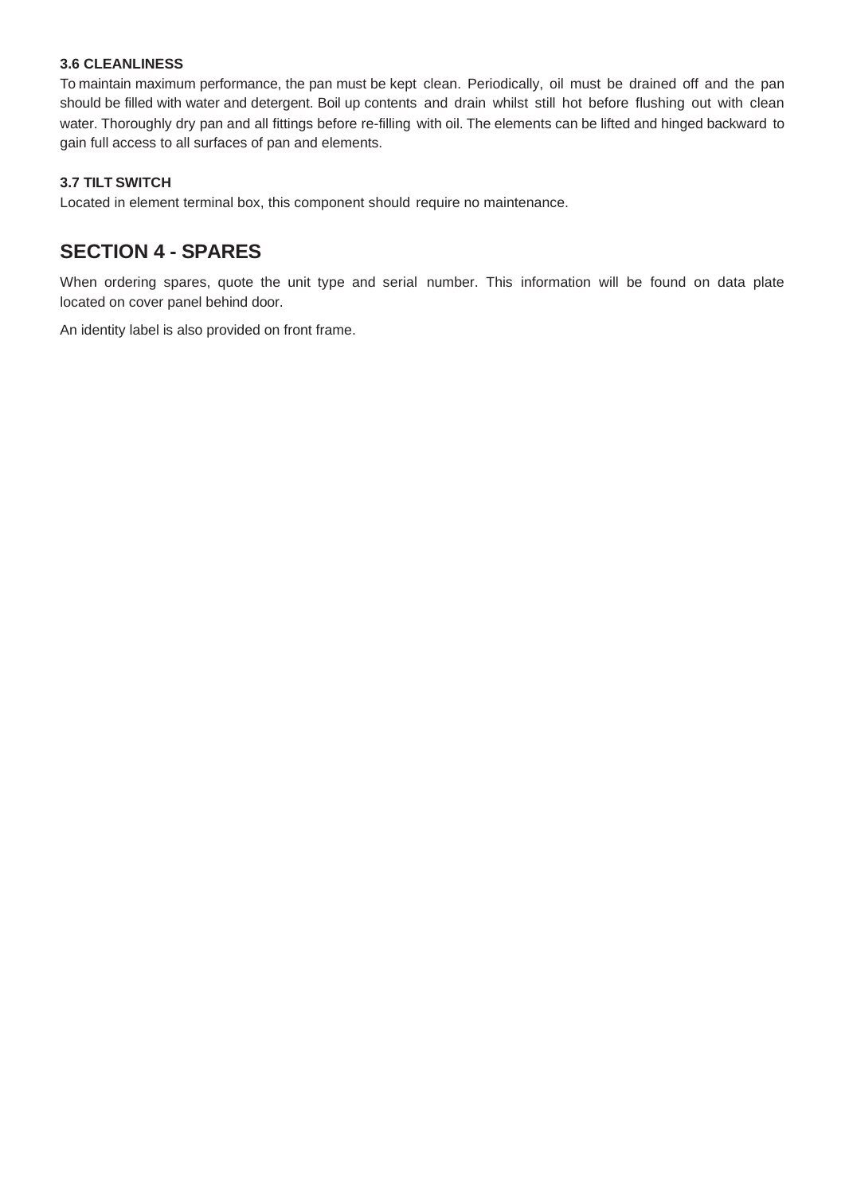### 3.6 CLEANLINESS

To maintain maximum performance, the pan must be kept clean. Periodically, oil must be drained off and the pan should be filled with water and detergent. Boil up contents and drain whilst still hot before flushing out with clean water. Thoroughly dry pan and all fittings before re-filling with oil. The elements can be lifted and hinged backward to gain full access to all surfaces of pan and elements.

### 3.7 TILT SWITCH

Located in element terminal box, this component should require no maintenance.

## SECTION 4 - SPARES

When ordering spares, quote the unit type and serial number. This information will be found on data plate located on cover panel behind door.

An identity label is also provided on front frame.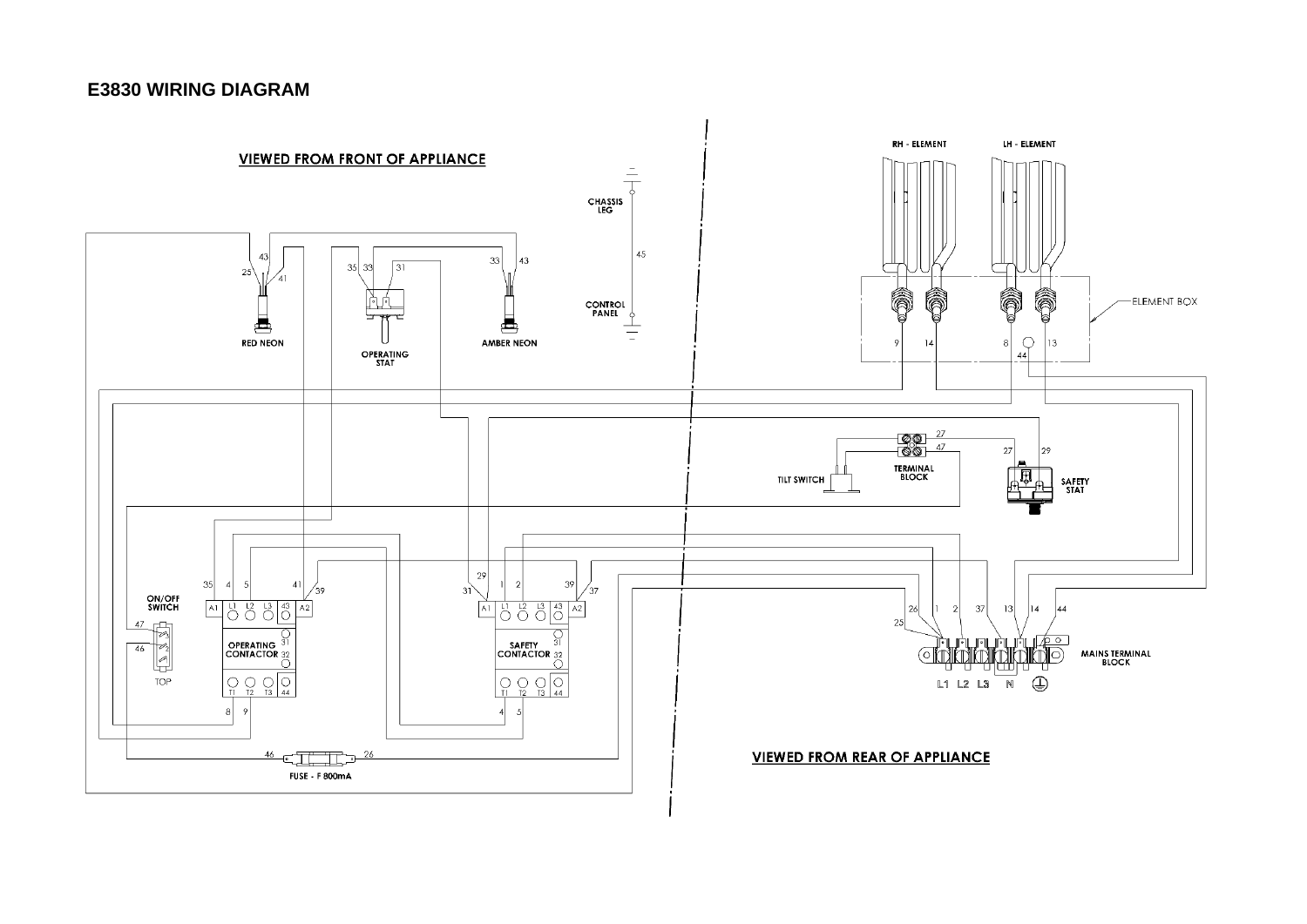# E3830 WIRING DIAGRAM

VIEWED FROM FRONT OF APPLIANCE

RED NEON

OPERATING STAT

AMBER NEON

CHASSIS LEG

CONTROL PANEL

RH - ELEMENT

LH - ELEMENT

ELEMENT BOX

TILT SWITCH

TERMINAL BLOCK

SAFETY STAT

ON/OFF SWITCH

TOP

OPERATING CONTACTOR

SAFETY CONTACTOR

MAINS TERMINAL BLOCK

L1 L2 L3 N

FUSE - F 800mA

VIEWED FROM REAR OF APPLIANCE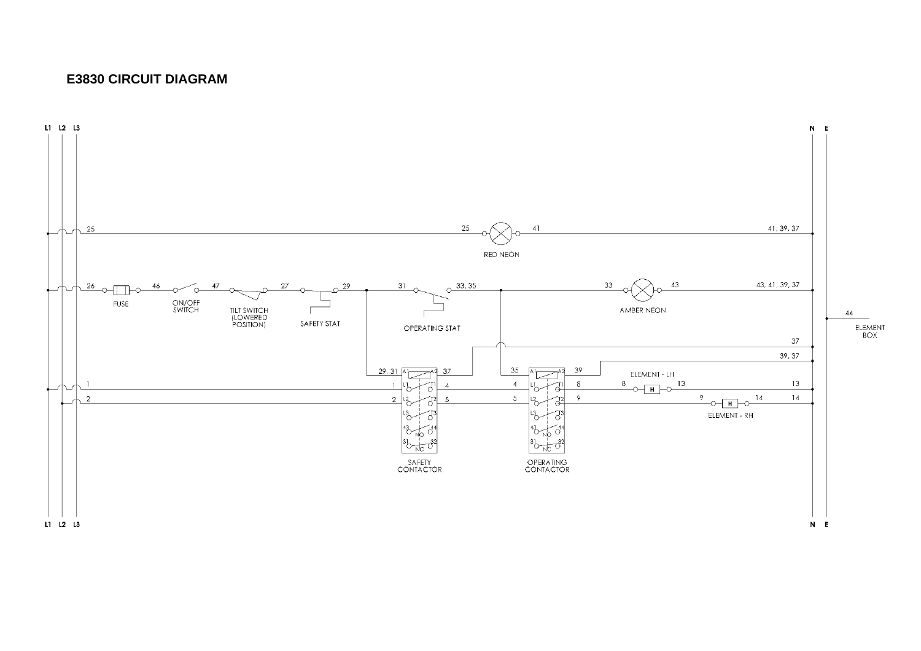# E3830 CIRCUIT DIAGRAM

L1 L2 L3

N E

25

25 RED NEON 41

41, 39, 37

26 FUSE 46 ON/OFF SWITCH 47 TILT SWITCH (LOWERED POSITION) 27 SAFETY STAT 29

31 OPERATING STAT 33, 35

33 AMBER NEON 43

43, 41, 39, 37

44 ELEMENT BOX

37

39, 37

29, 31 A1 A2 37

35 A1 A2 39

1

1 L1 T1 4

4 L1 T1 8

8 ELEMENT - LH 13

13

2

2 L2 T2 5

5 L2 T2 9

9 ELEMENT - RH 14

14

L3 T3

43 NO 44

31 NC 32

SAFETY CONTACTOR

OPERATING CONTACTOR

L1 L2 L3

N E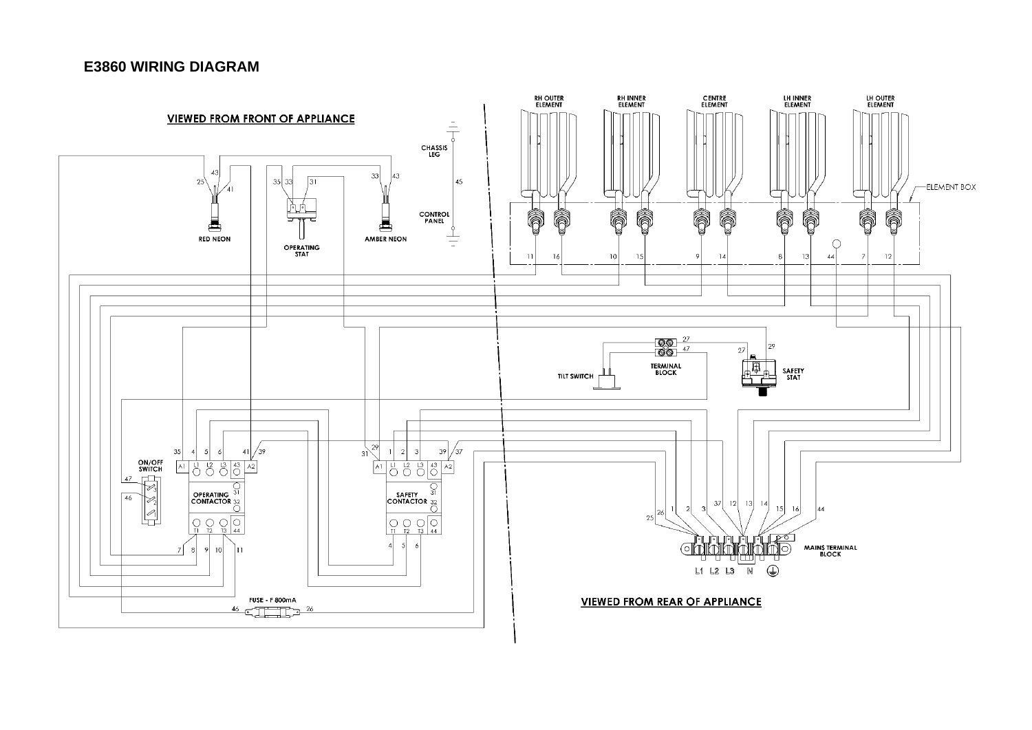# E3860 WIRING DIAGRAM

VIEWED FROM FRONT OF APPLIANCE

CHASSIS LEG

45

CONTROL PANEL

RED NEON

OPERATING STAT

AMBER NEON

ON/OFF SWITCH

OPERATING CONTACTOR

SAFETY CONTACTOR

FUSE - F 800mA

RH OUTER ELEMENT

RH INNER ELEMENT

CENTRE ELEMENT

LH INNER ELEMENT

LH OUTER ELEMENT

ELEMENT BOX

TILT SWITCH

TERMINAL BLOCK

SAFETY STAT

MAINS TERMINAL BLOCK

L1 L2 L3 N

VIEWED FROM REAR OF APPLIANCE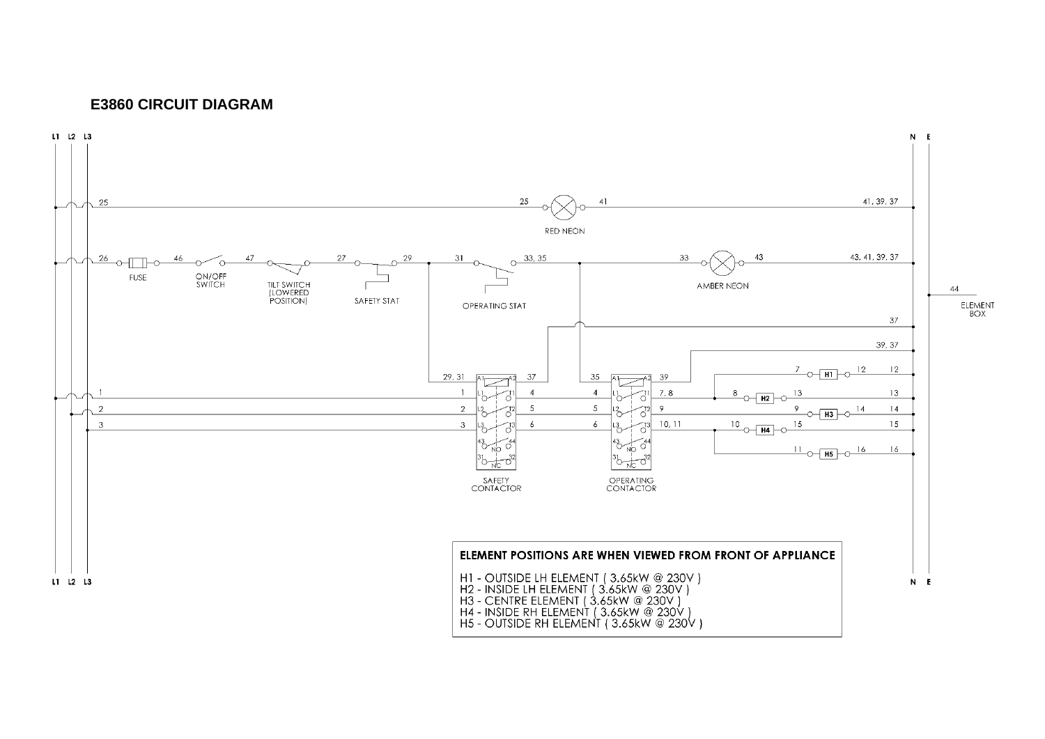## E3860 CIRCUIT DIAGRAM

**ELEMENT POSITIONS ARE WHEN VIEWED FROM FRONT OF APPLIANCE**

H1 - OUTSIDE LH ELEMENT ( 3.65kW @ 230V )
H2 - INSIDE LH ELEMENT ( 3.65kW @ 230V )
H3 - CENTRE ELEMENT ( 3.65kW @ 230V )
H4 - INSIDE RH ELEMENT ( 3.65kW @ 230V )
H5 - OUTSIDE RH ELEMENT ( 3.65kW @ 230V )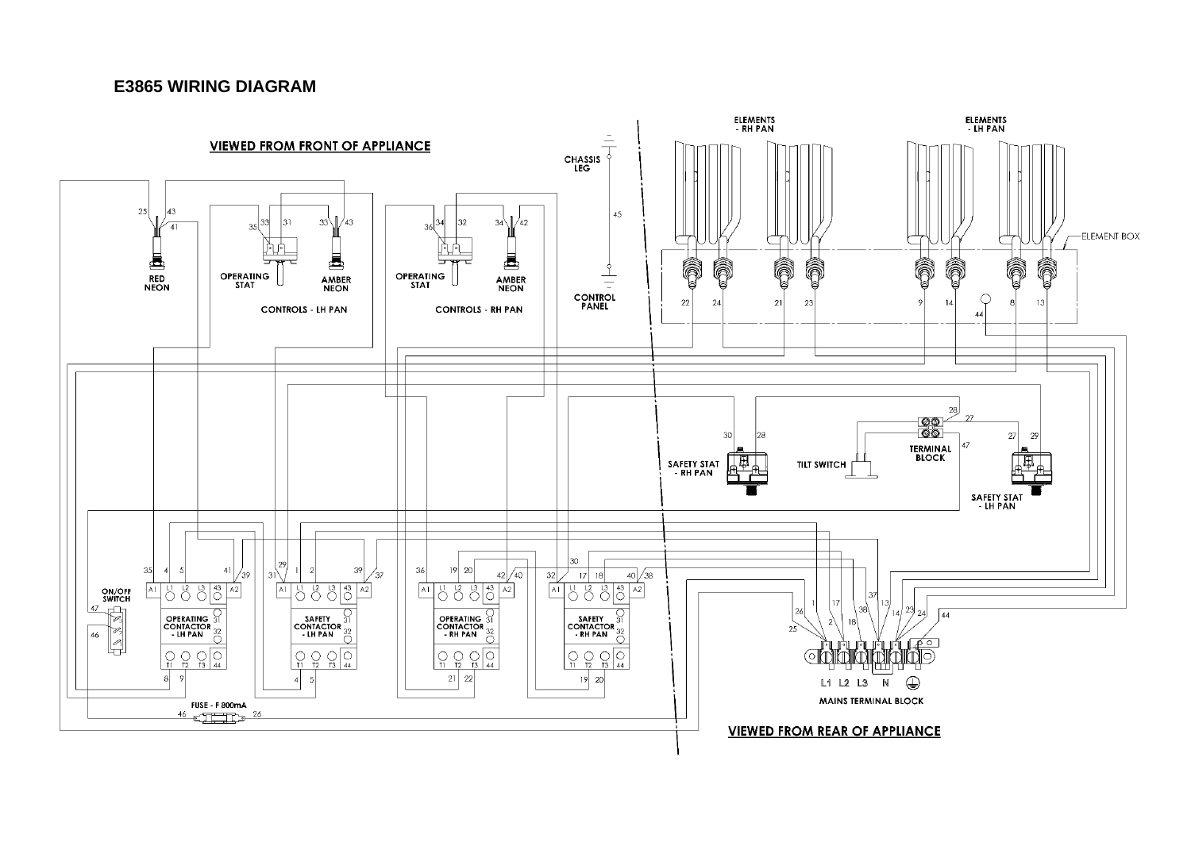# E3865 WIRING DIAGRAM

VIEWED FROM FRONT OF APPLIANCE

RED NEON

OPERATING STAT

AMBER NEON

CONTROLS - LH PAN

OPERATING STAT

AMBER NEON

CONTROLS - RH PAN

CHASSIS LEG

CONTROL PANEL

ELEMENTS - RH PAN

ELEMENTS - LH PAN

ELEMENT BOX

SAFETY STAT - RH PAN

TILT SWITCH

TERMINAL BLOCK

SAFETY STAT - LH PAN

ON/OFF SWITCH

OPERATING CONTACTOR - LH PAN

SAFETY CONTACTOR - LH PAN

OPERATING CONTACTOR - RH PAN

SAFETY CONTACTOR - RH PAN

FUSE - F 800mA

L1 L2 L3 N

MAINS TERMINAL BLOCK

VIEWED FROM REAR OF APPLIANCE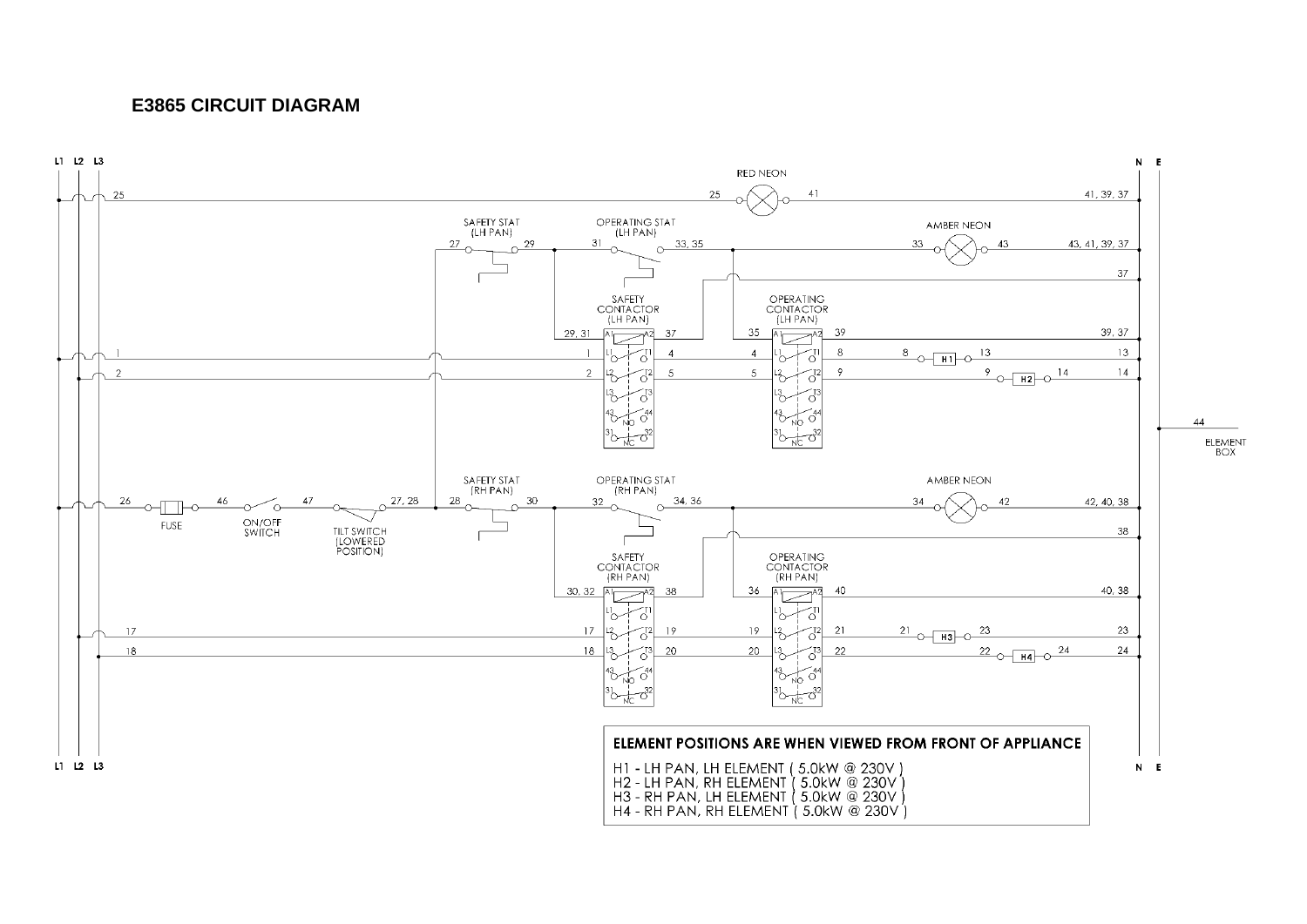# E3865 CIRCUIT DIAGRAM

L1 L2 L3

N E

RED NEON

SAFETY STAT (LH PAN)

OPERATING STAT (LH PAN)

AMBER NEON

SAFETY CONTACTOR (LH PAN)

OPERATING CONTACTOR (LH PAN)

ELEMENT BOX

FUSE

ON/OFF SWITCH

TILT SWITCH (LOWERED POSITION)

SAFETY STAT (RH PAN)

OPERATING STAT (RH PAN)

AMBER NEON

SAFETY CONTACTOR (RH PAN)

OPERATING CONTACTOR (RH PAN)

L1 L2 L3

N E

**ELEMENT POSITIONS ARE WHEN VIEWED FROM FRONT OF APPLIANCE**

H1 - LH PAN, LH ELEMENT ( 5.0kW @ 230V )
H2 - LH PAN, RH ELEMENT ( 5.0kW @ 230V )
H3 - RH PAN, LH ELEMENT ( 5.0kW @ 230V )
H4 - RH PAN, RH ELEMENT ( 5.0kW @ 230V )